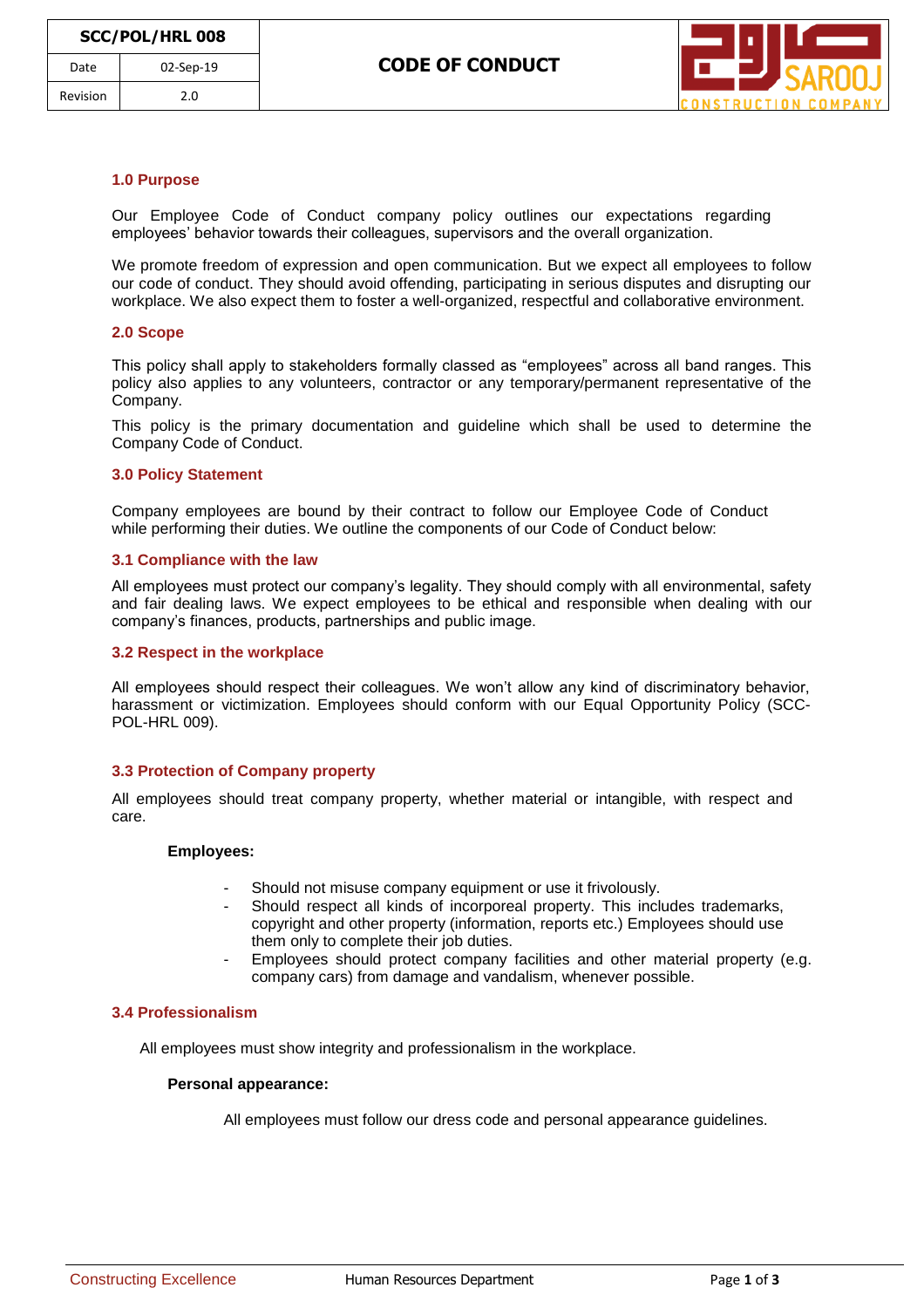| SCC/POL/HRL 008 | | CODE OF CONDUCT |
|---|---|---|
| Date | 02-Sep-19 | |
| Revision | 2.0 | |

## 1.0 Purpose

Our Employee Code of Conduct company policy outlines our expectations regarding employees' behavior towards their colleagues, supervisors and the overall organization.

We promote freedom of expression and open communication. But we expect all employees to follow our code of conduct. They should avoid offending, participating in serious disputes and disrupting our workplace. We also expect them to foster a well-organized, respectful and collaborative environment.

## 2.0 Scope

This policy shall apply to stakeholders formally classed as "employees" across all band ranges. This policy also applies to any volunteers, contractor or any temporary/permanent representative of the Company.

This policy is the primary documentation and guideline which shall be used to determine the Company Code of Conduct.

## 3.0 Policy Statement

Company employees are bound by their contract to follow our Employee Code of Conduct while performing their duties. We outline the components of our Code of Conduct below:

### 3.1 Compliance with the law

All employees must protect our company's legality. They should comply with all environmental, safety and fair dealing laws. We expect employees to be ethical and responsible when dealing with our company's finances, products, partnerships and public image.

### 3.2 Respect in the workplace

All employees should respect their colleagues. We won't allow any kind of discriminatory behavior, harassment or victimization. Employees should conform with our Equal Opportunity Policy (SCC-POL-HRL 009).

### 3.3 Protection of Company property

All employees should treat company property, whether material or intangible, with respect and care.

**Employees:**

- Should not misuse company equipment or use it frivolously.
- Should respect all kinds of incorporeal property. This includes trademarks, copyright and other property (information, reports etc.) Employees should use them only to complete their job duties.
- Employees should protect company facilities and other material property (e.g. company cars) from damage and vandalism, whenever possible.

### 3.4 Professionalism

All employees must show integrity and professionalism in the workplace.

**Personal appearance:**

All employees must follow our dress code and personal appearance guidelines.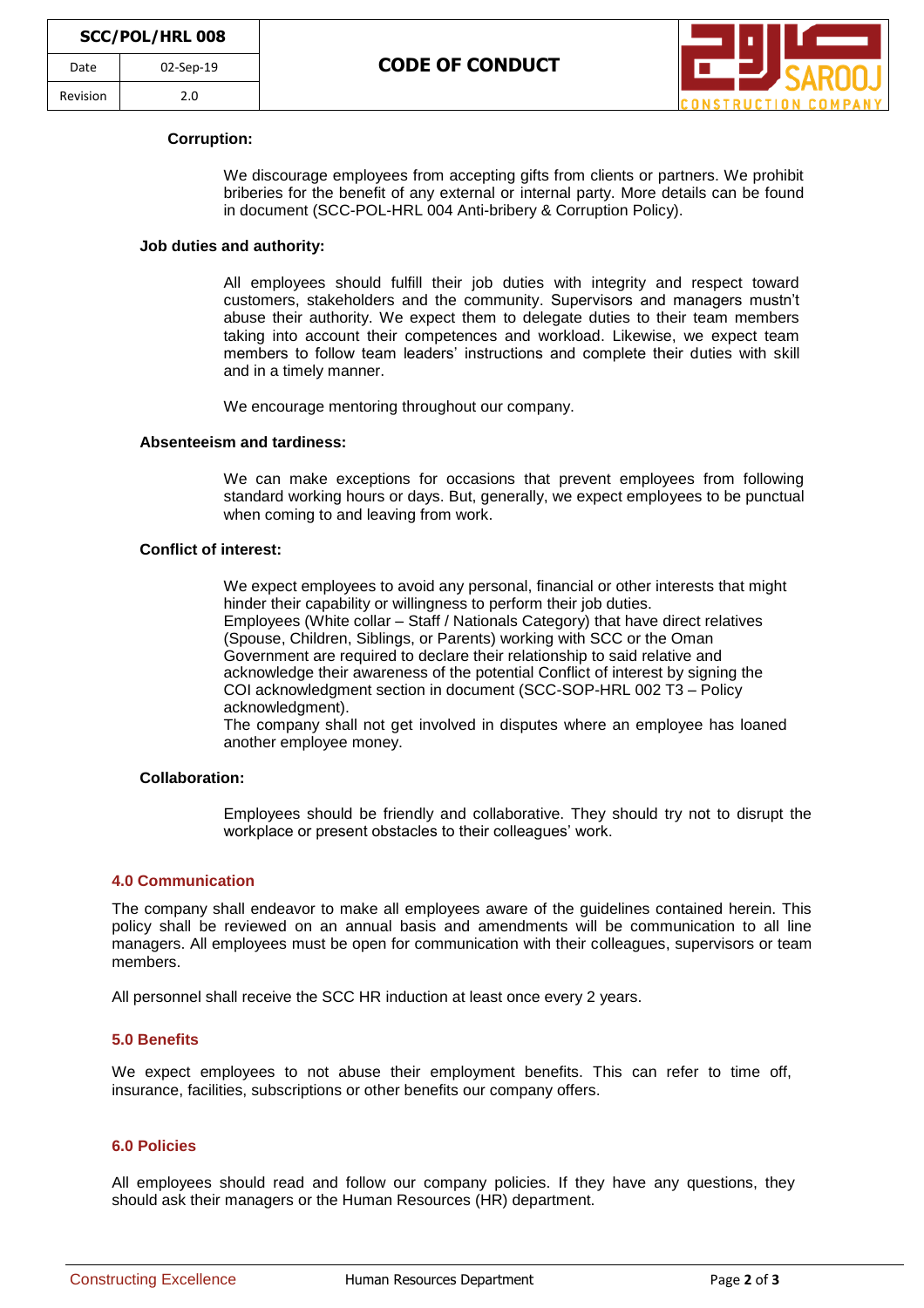**Corruption:**

We discourage employees from accepting gifts from clients or partners. We prohibit briberies for the benefit of any external or internal party. More details can be found in document (SCC-POL-HRL 004 Anti-bribery & Corruption Policy).

**Job duties and authority:**

All employees should fulfill their job duties with integrity and respect toward customers, stakeholders and the community. Supervisors and managers mustn't abuse their authority. We expect them to delegate duties to their team members taking into account their competences and workload. Likewise, we expect team members to follow team leaders' instructions and complete their duties with skill and in a timely manner.

We encourage mentoring throughout our company.

**Absenteeism and tardiness:**

We can make exceptions for occasions that prevent employees from following standard working hours or days. But, generally, we expect employees to be punctual when coming to and leaving from work.

**Conflict of interest:**

We expect employees to avoid any personal, financial or other interests that might hinder their capability or willingness to perform their job duties.
Employees (White collar – Staff / Nationals Category) that have direct relatives (Spouse, Children, Siblings, or Parents) working with SCC or the Oman Government are required to declare their relationship to said relative and acknowledge their awareness of the potential Conflict of interest by signing the COI acknowledgment section in document (SCC-SOP-HRL 002 T3 – Policy acknowledgment).
The company shall not get involved in disputes where an employee has loaned another employee money.

**Collaboration:**

Employees should be friendly and collaborative. They should try not to disrupt the workplace or present obstacles to their colleagues' work.

## 4.0 Communication

The company shall endeavor to make all employees aware of the guidelines contained herein. This policy shall be reviewed on an annual basis and amendments will be communication to all line managers. All employees must be open for communication with their colleagues, supervisors or team members.

All personnel shall receive the SCC HR induction at least once every 2 years.

## 5.0 Benefits

We expect employees to not abuse their employment benefits. This can refer to time off, insurance, facilities, subscriptions or other benefits our company offers.

## 6.0 Policies

All employees should read and follow our company policies. If they have any questions, they should ask their managers or the Human Resources (HR) department.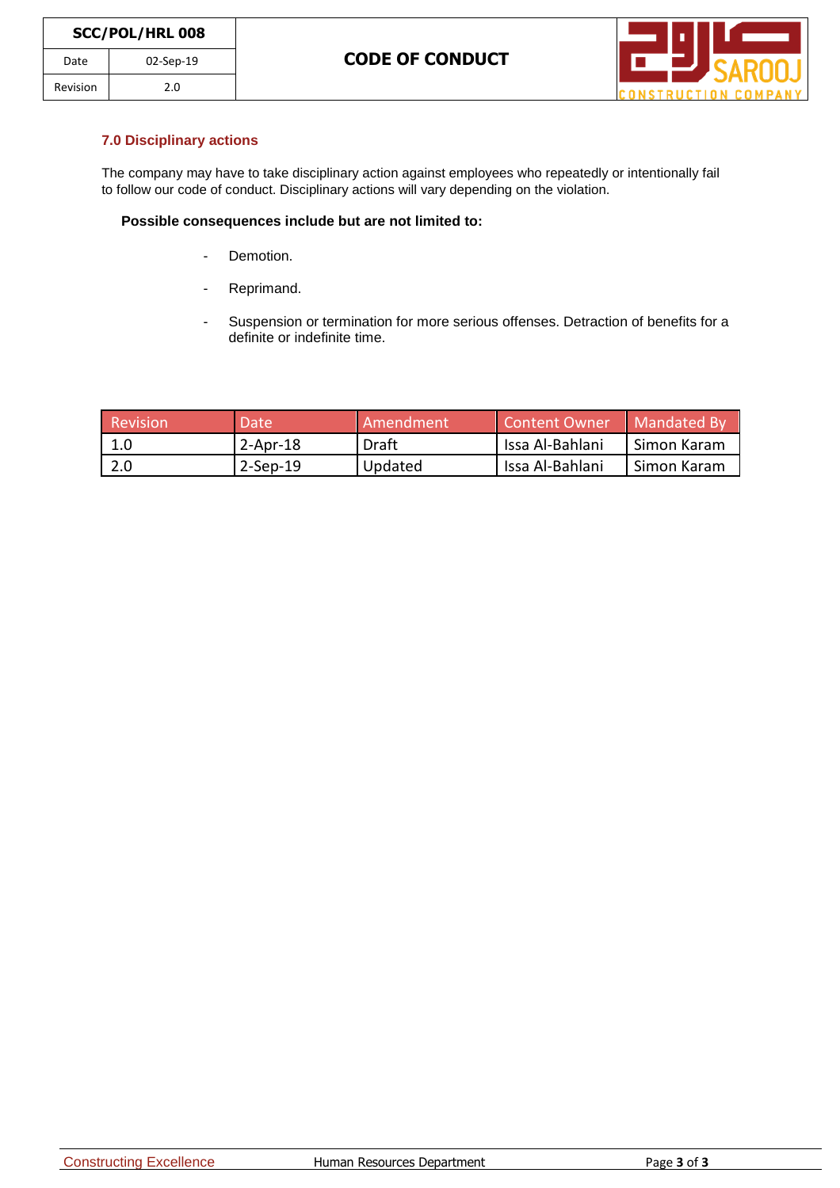## 7.0 Disciplinary actions

The company may have to take disciplinary action against employees who repeatedly or intentionally fail to follow our code of conduct. Disciplinary actions will vary depending on the violation.

**Possible consequences include but are not limited to:**

- Demotion.
- Reprimand.
- Suspension or termination for more serious offenses. Detraction of benefits for a definite or indefinite time.

| Revision | Date | Amendment | Content Owner | Mandated By |
|---|---|---|---|---|
| 1.0 | 2-Apr-18 | Draft | Issa Al-Bahlani | Simon Karam |
| 2.0 | 2-Sep-19 | Updated | Issa Al-Bahlani | Simon Karam |